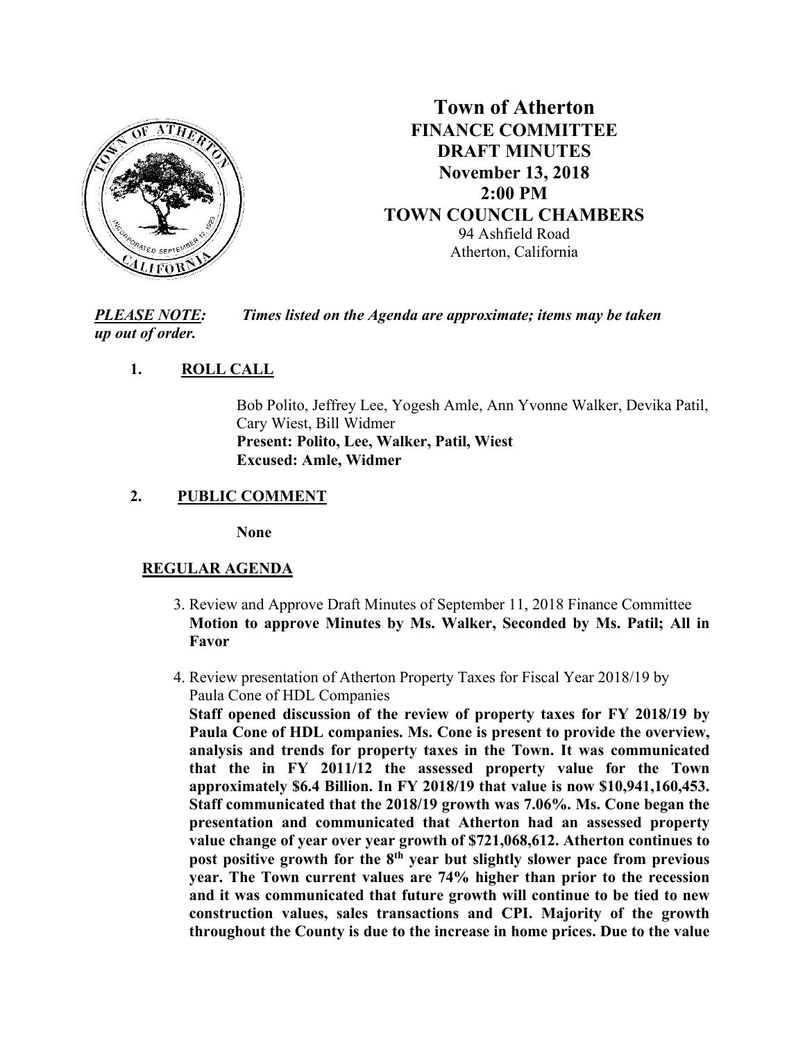# Town of Atherton
## FINANCE COMMITTEE
## DRAFT MINUTES
## November 13, 2018
## 2:00 PM
## TOWN COUNCIL CHAMBERS

94 Ashfield Road
Atherton, California

***PLEASE NOTE:*** *Times listed on the Agenda are approximate; items may be taken up out of order.*

1. **ROLL CALL**

   Bob Polito, Jeffrey Lee, Yogesh Amle, Ann Yvonne Walker, Devika Patil, Cary Wiest, Bill Widmer
   **Present: Polito, Lee, Walker, Patil, Wiest**
   **Excused: Amle, Widmer**

2. **PUBLIC COMMENT**

   **None**

**REGULAR AGENDA**

3. Review and Approve Draft Minutes of September 11, 2018 Finance Committee
   **Motion to approve Minutes by Ms. Walker, Seconded by Ms. Patil; All in Favor**

4. Review presentation of Atherton Property Taxes for Fiscal Year 2018/19 by Paula Cone of HDL Companies
   **Staff opened discussion of the review of property taxes for FY 2018/19 by Paula Cone of HDL companies. Ms. Cone is present to provide the overview, analysis and trends for property taxes in the Town. It was communicated that the in FY 2011/12 the assessed property value for the Town approximately $6.4 Billion. In FY 2018/19 that value is now $10,941,160,453. Staff communicated that the 2018/19 growth was 7.06%. Ms. Cone began the presentation and communicated that Atherton had an assessed property value change of year over year growth of $721,068,612. Atherton continues to post positive growth for the 8th year but slightly slower pace from previous year. The Town current values are 74% higher than prior to the recession and it was communicated that future growth will continue to be tied to new construction values, sales transactions and CPI. Majority of the growth throughout the County is due to the increase in home prices. Due to the value**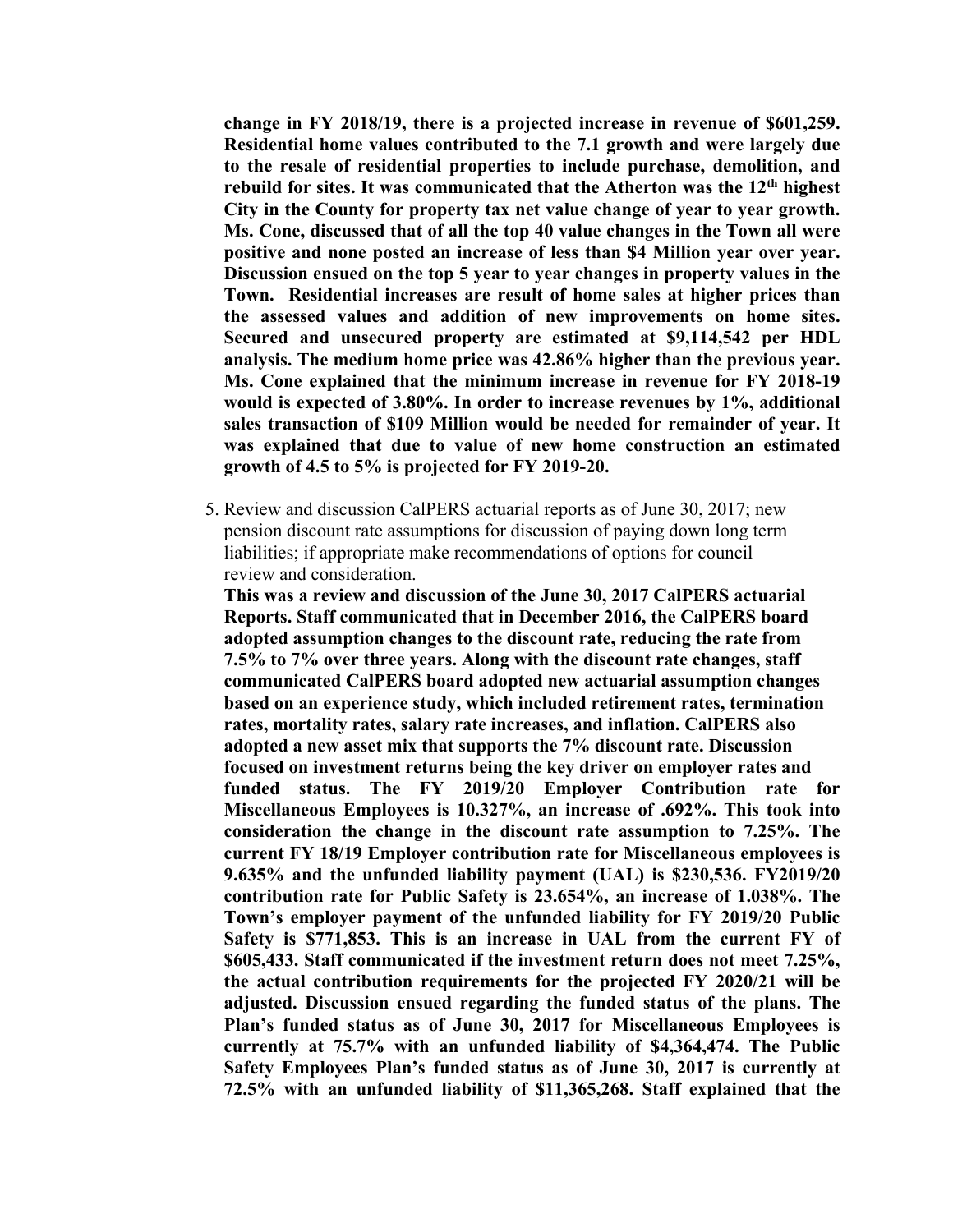**change in FY 2018/19, there is a projected increase in revenue of $601,259. Residential home values contributed to the 7.1 growth and were largely due to the resale of residential properties to include purchase, demolition, and rebuild for sites. It was communicated that the Atherton was the 12th highest City in the County for property tax net value change of year to year growth. Ms. Cone, discussed that of all the top 40 value changes in the Town all were positive and none posted an increase of less than $4 Million year over year. Discussion ensued on the top 5 year to year changes in property values in the Town. Residential increases are result of home sales at higher prices than the assessed values and addition of new improvements on home sites. Secured and unsecured property are estimated at $9,114,542 per HDL analysis. The medium home price was 42.86% higher than the previous year. Ms. Cone explained that the minimum increase in revenue for FY 2018-19 would is expected of 3.80%. In order to increase revenues by 1%, additional sales transaction of $109 Million would be needed for remainder of year. It was explained that due to value of new home construction an estimated growth of 4.5 to 5% is projected for FY 2019-20.**

5. Review and discussion CalPERS actuarial reports as of June 30, 2017; new pension discount rate assumptions for discussion of paying down long term liabilities; if appropriate make recommendations of options for council review and consideration.
   **This was a review and discussion of the June 30, 2017 CalPERS actuarial Reports. Staff communicated that in December 2016, the CalPERS board adopted assumption changes to the discount rate, reducing the rate from 7.5% to 7% over three years. Along with the discount rate changes, staff communicated CalPERS board adopted new actuarial assumption changes based on an experience study, which included retirement rates, termination rates, mortality rates, salary rate increases, and inflation. CalPERS also adopted a new asset mix that supports the 7% discount rate. Discussion focused on investment returns being the key driver on employer rates and funded status. The FY 2019/20 Employer Contribution rate for Miscellaneous Employees is 10.327%, an increase of .692%. This took into consideration the change in the discount rate assumption to 7.25%. The current FY 18/19 Employer contribution rate for Miscellaneous employees is 9.635% and the unfunded liability payment (UAL) is $230,536. FY2019/20 contribution rate for Public Safety is 23.654%, an increase of 1.038%. The Town's employer payment of the unfunded liability for FY 2019/20 Public Safety is $771,853. This is an increase in UAL from the current FY of $605,433. Staff communicated if the investment return does not meet 7.25%, the actual contribution requirements for the projected FY 2020/21 will be adjusted. Discussion ensued regarding the funded status of the plans. The Plan's funded status as of June 30, 2017 for Miscellaneous Employees is currently at 75.7% with an unfunded liability of $4,364,474. The Public Safety Employees Plan's funded status as of June 30, 2017 is currently at 72.5% with an unfunded liability of $11,365,268. Staff explained that the**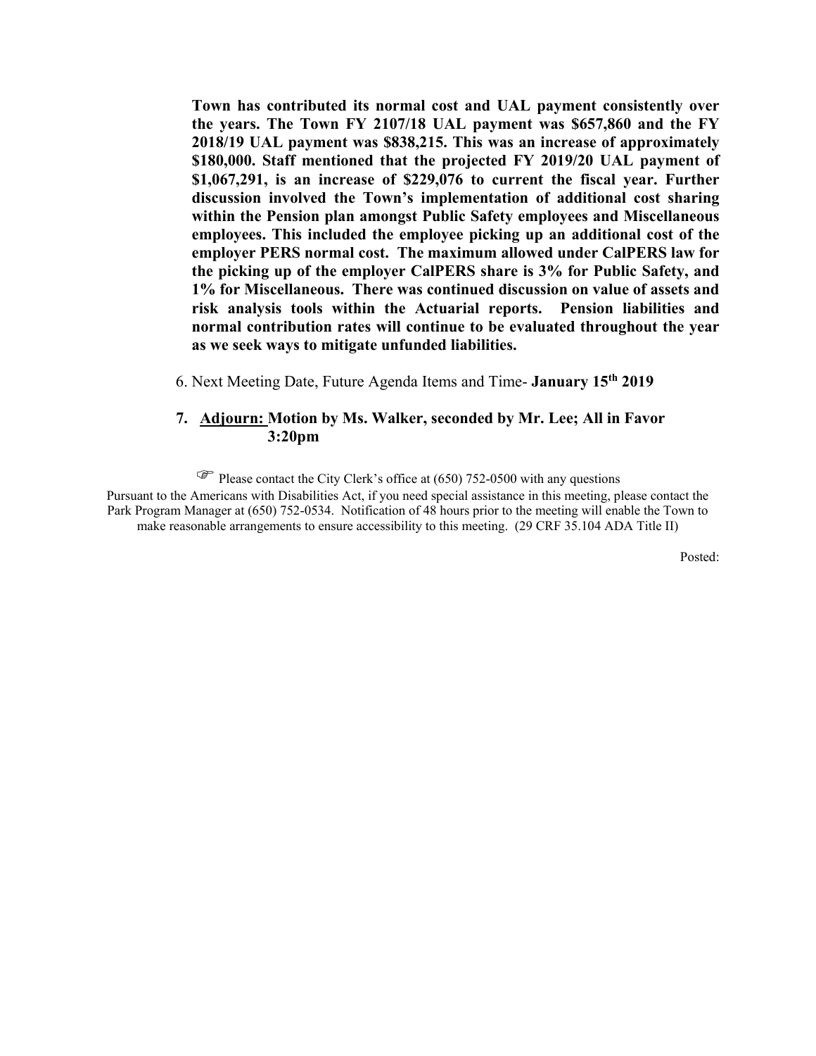**Town has contributed its normal cost and UAL payment consistently over the years. The Town FY 2107/18 UAL payment was $657,860 and the FY 2018/19 UAL payment was $838,215. This was an increase of approximately $180,000. Staff mentioned that the projected FY 2019/20 UAL payment of $1,067,291, is an increase of $229,076 to current the fiscal year. Further discussion involved the Town's implementation of additional cost sharing within the Pension plan amongst Public Safety employees and Miscellaneous employees. This included the employee picking up an additional cost of the employer PERS normal cost. The maximum allowed under CalPERS law for the picking up of the employer CalPERS share is 3% for Public Safety, and 1% for Miscellaneous. There was continued discussion on value of assets and risk analysis tools within the Actuarial reports. Pension liabilities and normal contribution rates will continue to be evaluated throughout the year as we seek ways to mitigate unfunded liabilities.**

6. Next Meeting Date, Future Agenda Items and Time- **January 15th 2019**

7. **Adjourn: Motion by Ms. Walker, seconded by Mr. Lee; All in Favor 3:20pm**

☞ Please contact the City Clerk's office at (650) 752-0500 with any questions

Pursuant to the Americans with Disabilities Act, if you need special assistance in this meeting, please contact the Park Program Manager at (650) 752-0534. Notification of 48 hours prior to the meeting will enable the Town to make reasonable arrangements to ensure accessibility to this meeting. (29 CRF 35.104 ADA Title II)

Posted: